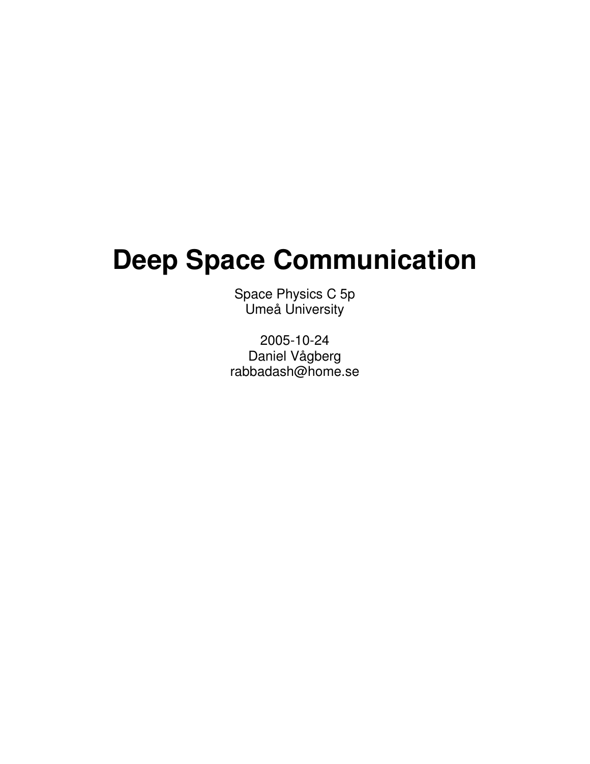# Deep Space Communication

Space Physics C 5p
Umeå University

2005-10-24
Daniel Vågberg
rabbadash@home.se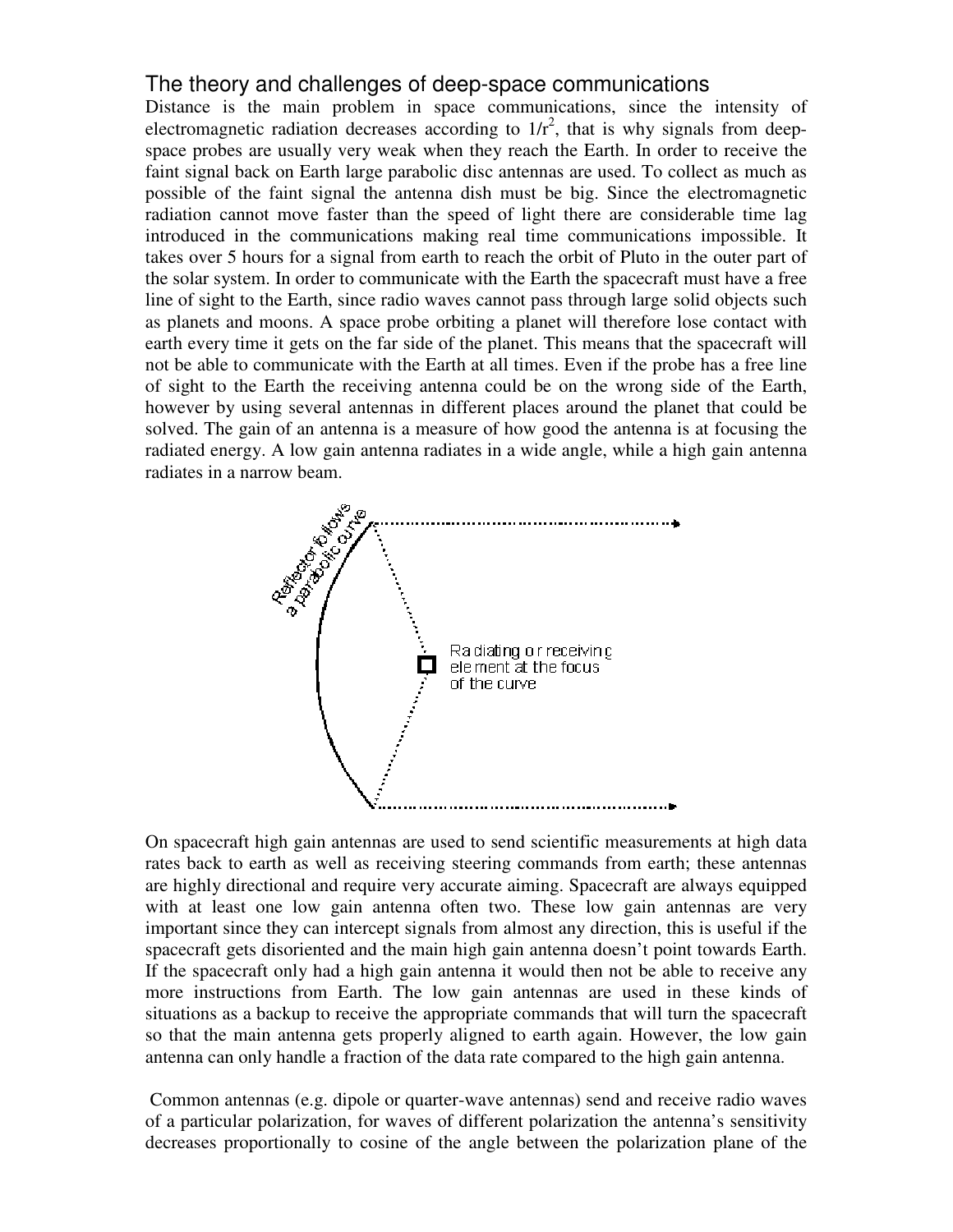## The theory and challenges of deep-space communications

Distance is the main problem in space communications, since the intensity of electromagnetic radiation decreases according to $1/r^2$, that is why signals from deep-space probes are usually very weak when they reach the Earth. In order to receive the faint signal back on Earth large parabolic disc antennas are used. To collect as much as possible of the faint signal the antenna dish must be big. Since the electromagnetic radiation cannot move faster than the speed of light there are considerable time lag introduced in the communications making real time communications impossible. It takes over 5 hours for a signal from earth to reach the orbit of Pluto in the outer part of the solar system. In order to communicate with the Earth the spacecraft must have a free line of sight to the Earth, since radio waves cannot pass through large solid objects such as planets and moons. A space probe orbiting a planet will therefore lose contact with earth every time it gets on the far side of the planet. This means that the spacecraft will not be able to communicate with the Earth at all times. Even if the probe has a free line of sight to the Earth the receiving antenna could be on the wrong side of the Earth, however by using several antennas in different places around the planet that could be solved. The gain of an antenna is a measure of how good the antenna is at focusing the radiated energy. A low gain antenna radiates in a wide angle, while a high gain antenna radiates in a narrow beam.

Reflector follows a parabolic curve

Radiating or receiving element at the focus of the curve

On spacecraft high gain antennas are used to send scientific measurements at high data rates back to earth as well as receiving steering commands from earth; these antennas are highly directional and require very accurate aiming. Spacecraft are always equipped with at least one low gain antenna often two. These low gain antennas are very important since they can intercept signals from almost any direction, this is useful if the spacecraft gets disoriented and the main high gain antenna doesn't point towards Earth. If the spacecraft only had a high gain antenna it would then not be able to receive any more instructions from Earth. The low gain antennas are used in these kinds of situations as a backup to receive the appropriate commands that will turn the spacecraft so that the main antenna gets properly aligned to earth again. However, the low gain antenna can only handle a fraction of the data rate compared to the high gain antenna.

Common antennas (e.g. dipole or quarter-wave antennas) send and receive radio waves of a particular polarization, for waves of different polarization the antenna's sensitivity decreases proportionally to cosine of the angle between the polarization plane of the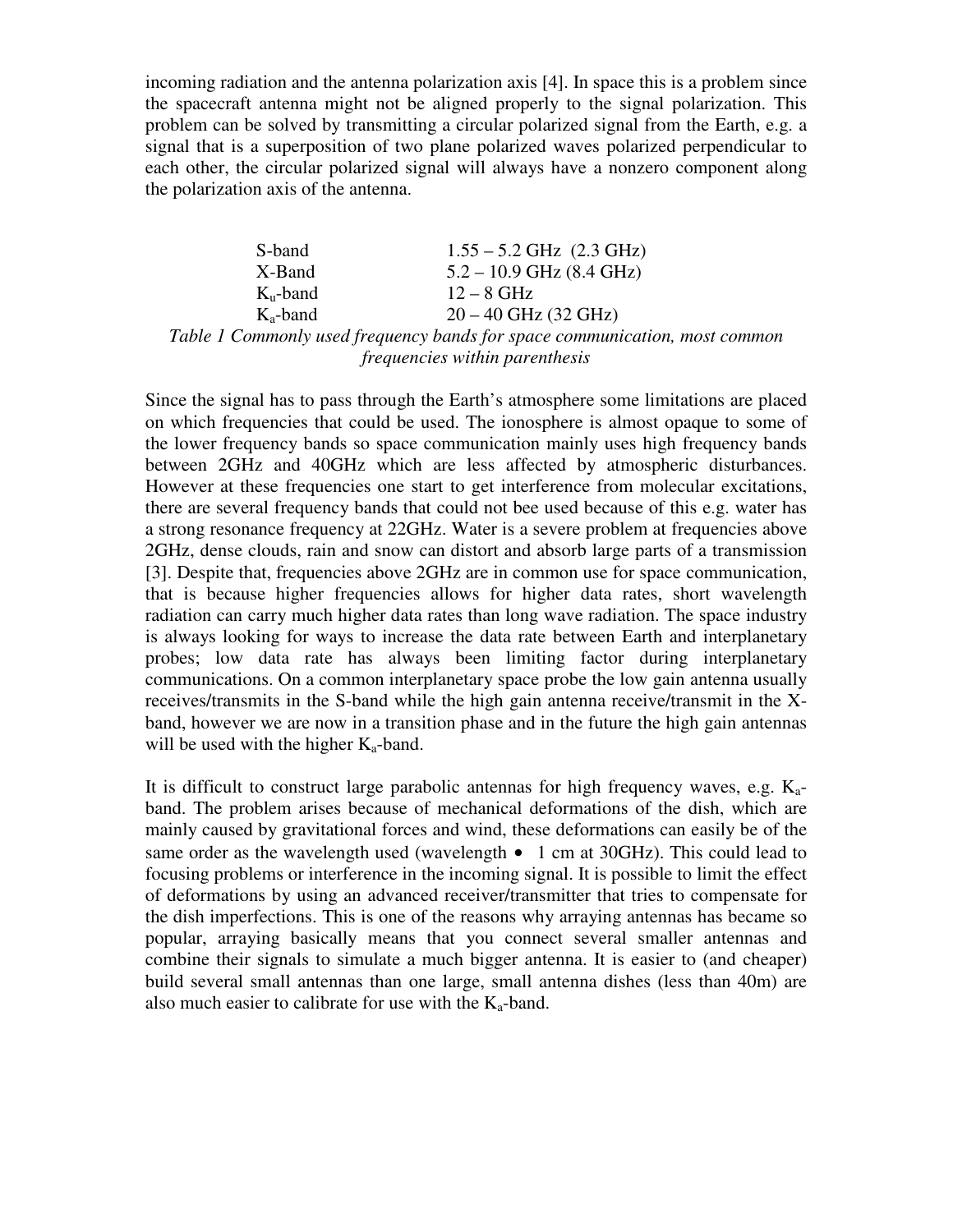incoming radiation and the antenna polarization axis [4]. In space this is a problem since the spacecraft antenna might not be aligned properly to the signal polarization. This problem can be solved by transmitting a circular polarized signal from the Earth, e.g. a signal that is a superposition of two plane polarized waves polarized perpendicular to each other, the circular polarized signal will always have a nonzero component along the polarization axis of the antenna.

| | |
|---|---|
| S-band | 1.55 – 5.2 GHz (2.3 GHz) |
| X-Band | 5.2 – 10.9 GHz (8.4 GHz) |
| $K_u$-band | 12 – 8 GHz |
| $K_a$-band | 20 – 40 GHz (32 GHz) |

*Table 1 Commonly used frequency bands for space communication, most common frequencies within parenthesis*

Since the signal has to pass through the Earth's atmosphere some limitations are placed on which frequencies that could be used. The ionosphere is almost opaque to some of the lower frequency bands so space communication mainly uses high frequency bands between 2GHz and 40GHz which are less affected by atmospheric disturbances. However at these frequencies one start to get interference from molecular excitations, there are several frequency bands that could not bee used because of this e.g. water has a strong resonance frequency at 22GHz. Water is a severe problem at frequencies above 2GHz, dense clouds, rain and snow can distort and absorb large parts of a transmission [3]. Despite that, frequencies above 2GHz are in common use for space communication, that is because higher frequencies allows for higher data rates, short wavelength radiation can carry much higher data rates than long wave radiation. The space industry is always looking for ways to increase the data rate between Earth and interplanetary probes; low data rate has always been limiting factor during interplanetary communications. On a common interplanetary space probe the low gain antenna usually receives/transmits in the S-band while the high gain antenna receive/transmit in the X-band, however we are now in a transition phase and in the future the high gain antennas will be used with the higher $K_a$-band.

It is difficult to construct large parabolic antennas for high frequency waves, e.g. $K_a$-band. The problem arises because of mechanical deformations of the dish, which are mainly caused by gravitational forces and wind, these deformations can easily be of the same order as the wavelength used (wavelength • 1 cm at 30GHz). This could lead to focusing problems or interference in the incoming signal. It is possible to limit the effect of deformations by using an advanced receiver/transmitter that tries to compensate for the dish imperfections. This is one of the reasons why arraying antennas has became so popular, arraying basically means that you connect several smaller antennas and combine their signals to simulate a much bigger antenna. It is easier to (and cheaper) build several small antennas than one large, small antenna dishes (less than 40m) are also much easier to calibrate for use with the $K_a$-band.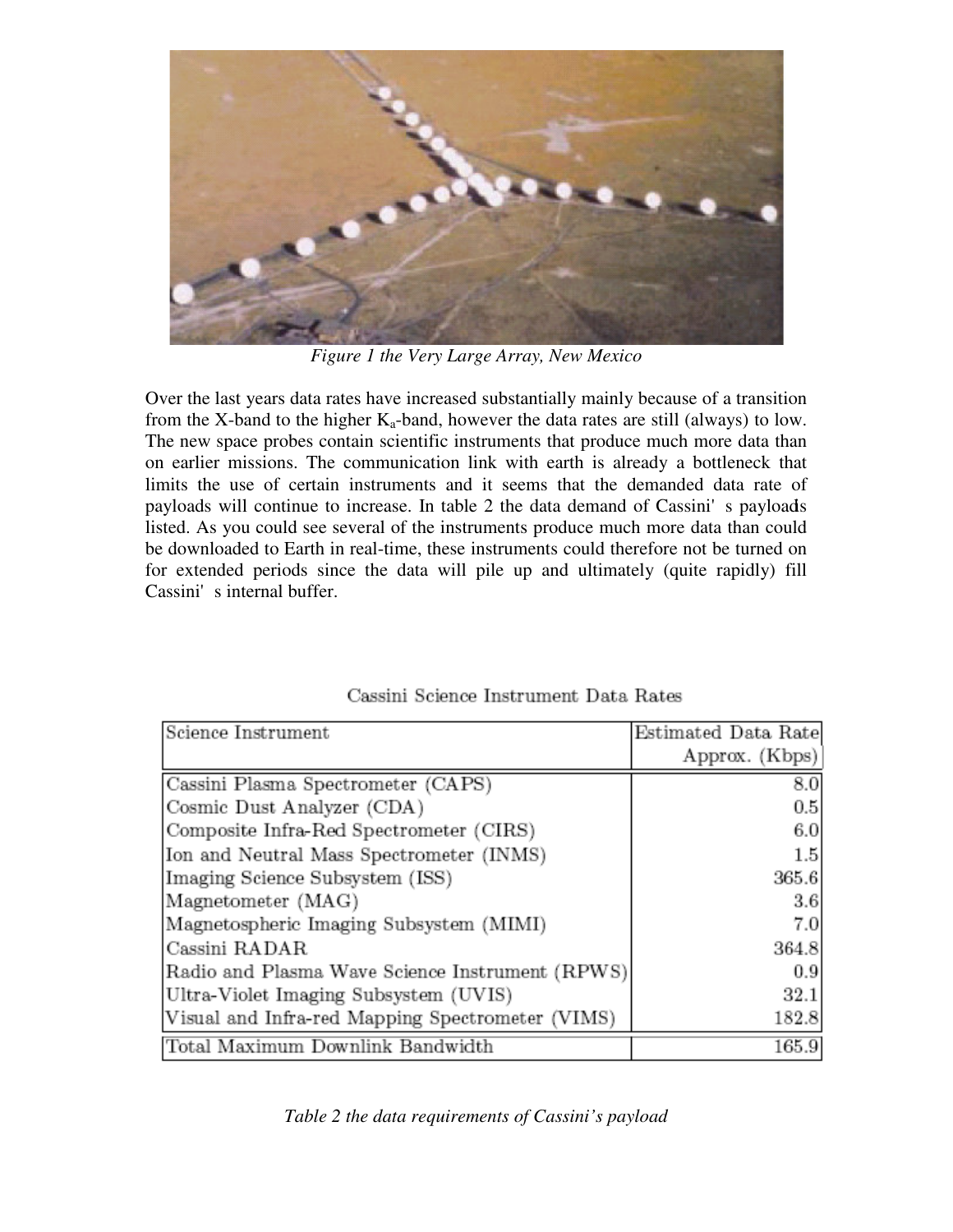*Figure 1 the Very Large Array, New Mexico*

Over the last years data rates have increased substantially mainly because of a transition from the X-band to the higher $K_a$-band, however the data rates are still (always) to low. The new space probes contain scientific instruments that produce much more data than on earlier missions. The communication link with earth is already a bottleneck that limits the use of certain instruments and it seems that the demanded data rate of payloads will continue to increase. In table 2 the data demand of Cassini's payloads listed. As you could see several of the instruments produce much more data than could be downloaded to Earth in real-time, these instruments could therefore not be turned on for extended periods since the data will pile up and ultimately (quite rapidly) fill Cassini's internal buffer.

Cassini Science Instrument Data Rates

| Science Instrument | Estimated Data Rate Approx. (Kbps) |
|---|---|
| Cassini Plasma Spectrometer (CAPS) | 8.0 |
| Cosmic Dust Analyzer (CDA) | 0.5 |
| Composite Infra-Red Spectrometer (CIRS) | 6.0 |
| Ion and Neutral Mass Spectrometer (INMS) | 1.5 |
| Imaging Science Subsystem (ISS) | 365.6 |
| Magnetometer (MAG) | 3.6 |
| Magnetospheric Imaging Subsystem (MIMI) | 7.0 |
| Cassini RADAR | 364.8 |
| Radio and Plasma Wave Science Instrument (RPWS) | 0.9 |
| Ultra-Violet Imaging Subsystem (UVIS) | 32.1 |
| Visual and Infra-red Mapping Spectrometer (VIMS) | 182.8 |
| Total Maximum Downlink Bandwidth | 165.9 |

*Table 2 the data requirements of Cassini's payload*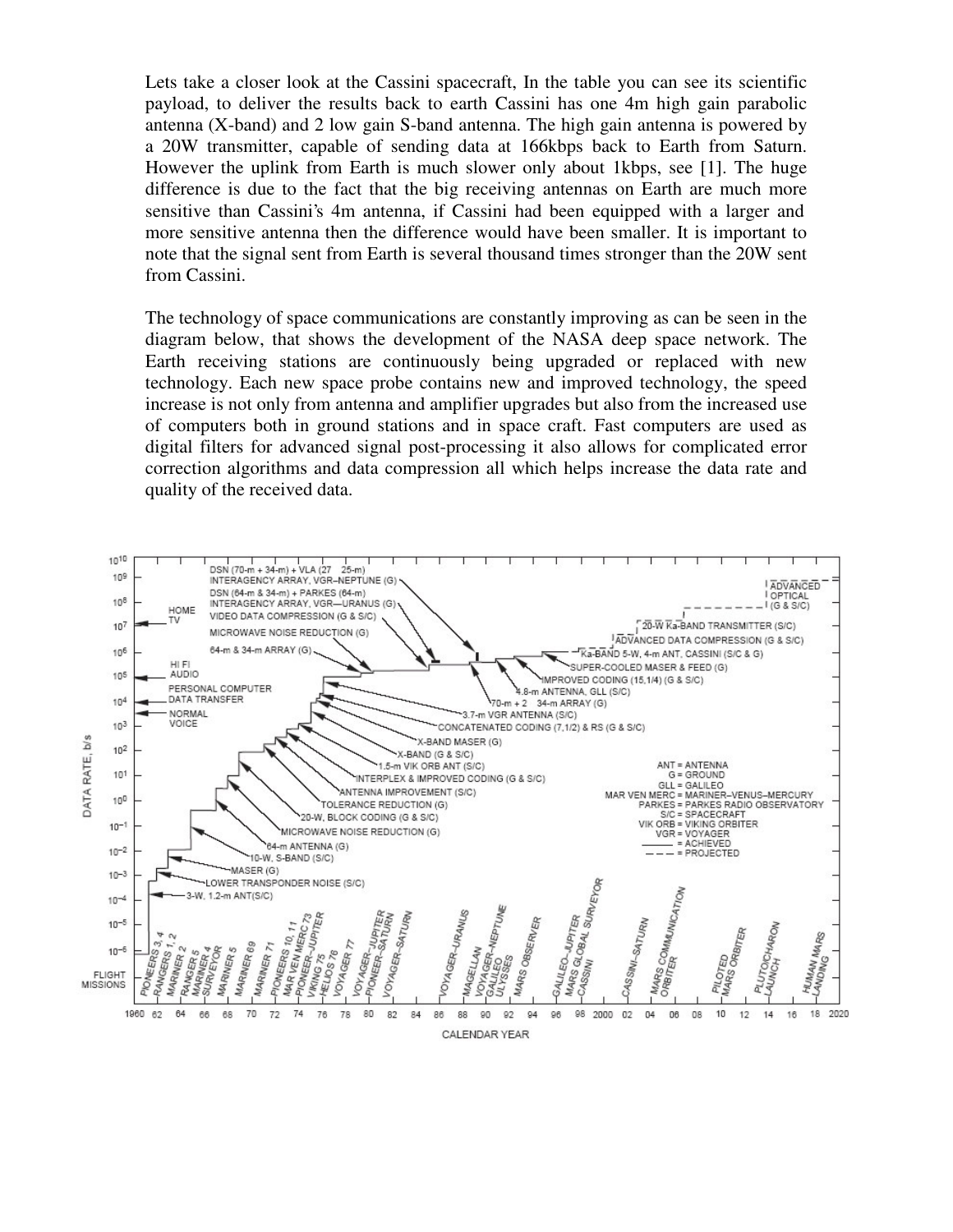Lets take a closer look at the Cassini spacecraft, In the table you can see its scientific payload, to deliver the results back to earth Cassini has one 4m high gain parabolic antenna (X-band) and 2 low gain S-band antenna. The high gain antenna is powered by a 20W transmitter, capable of sending data at 166kbps back to Earth from Saturn. However the uplink from Earth is much slower only about 1kbps, see [1]. The huge difference is due to the fact that the big receiving antennas on Earth are much more sensitive than Cassini's 4m antenna, if Cassini had been equipped with a larger and more sensitive antenna then the difference would have been smaller. It is important to note that the signal sent from Earth is several thousand times stronger than the 20W sent from Cassini.

The technology of space communications are constantly improving as can be seen in the diagram below, that shows the development of the NASA deep space network. The Earth receiving stations are continuously being upgraded or replaced with new technology. Each new space probe contains new and improved technology, the speed increase is not only from antenna and amplifier upgrades but also from the increased use of computers both in ground stations and in space craft. Fast computers are used as digital filters for advanced signal post-processing it also allows for complicated error correction algorithms and data compression all which helps increase the data rate and quality of the received data.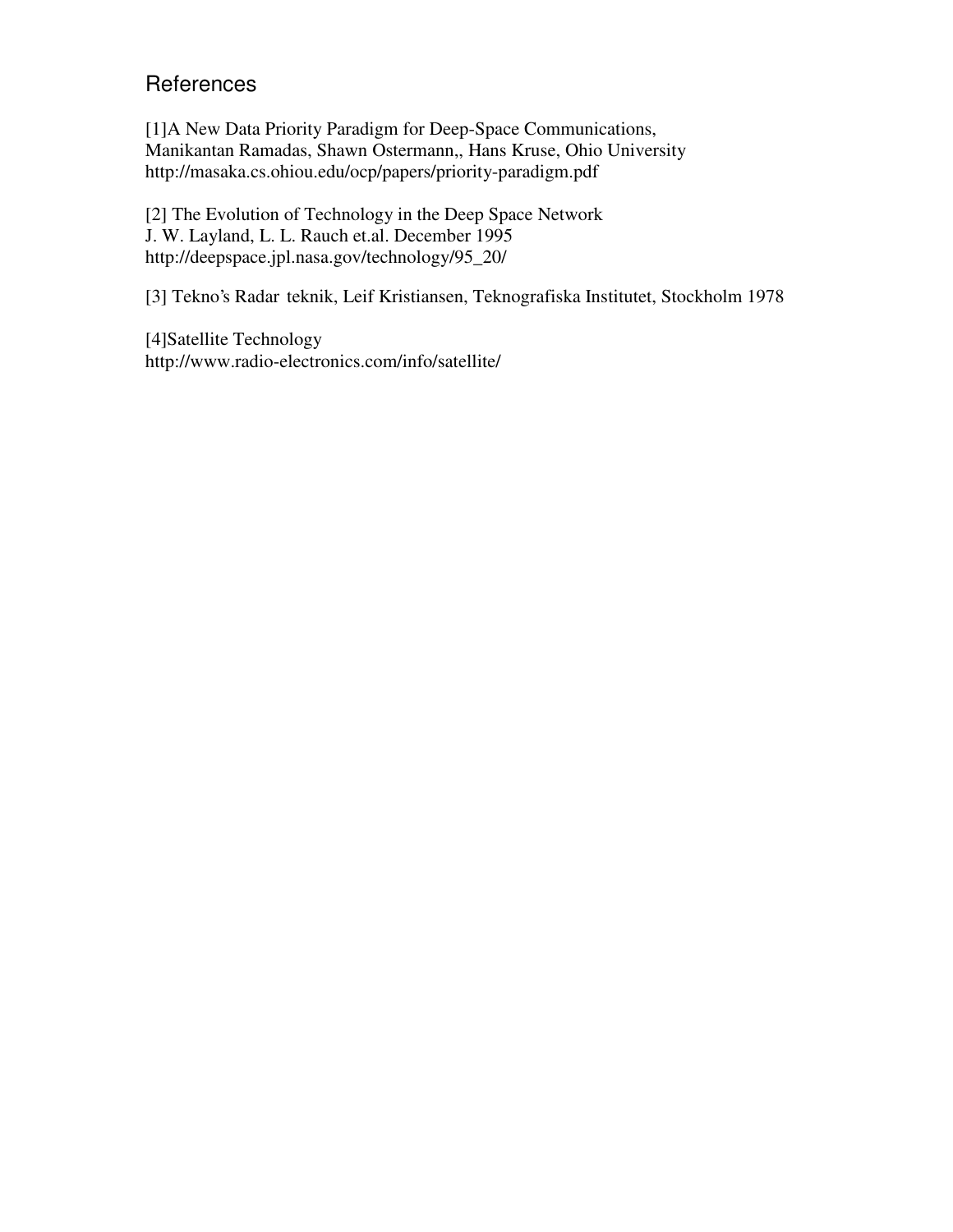# References

[1]A New Data Priority Paradigm for Deep-Space Communications,
Manikantan Ramadas, Shawn Ostermann,, Hans Kruse, Ohio University
http://masaka.cs.ohiou.edu/ocp/papers/priority-paradigm.pdf

[2] The Evolution of Technology in the Deep Space Network
J. W. Layland, L. L. Rauch et.al. December 1995
http://deepspace.jpl.nasa.gov/technology/95_20/

[3] Tekno's Radar teknik, Leif Kristiansen, Teknografiska Institutet, Stockholm 1978

[4]Satellite Technology
http://www.radio-electronics.com/info/satellite/